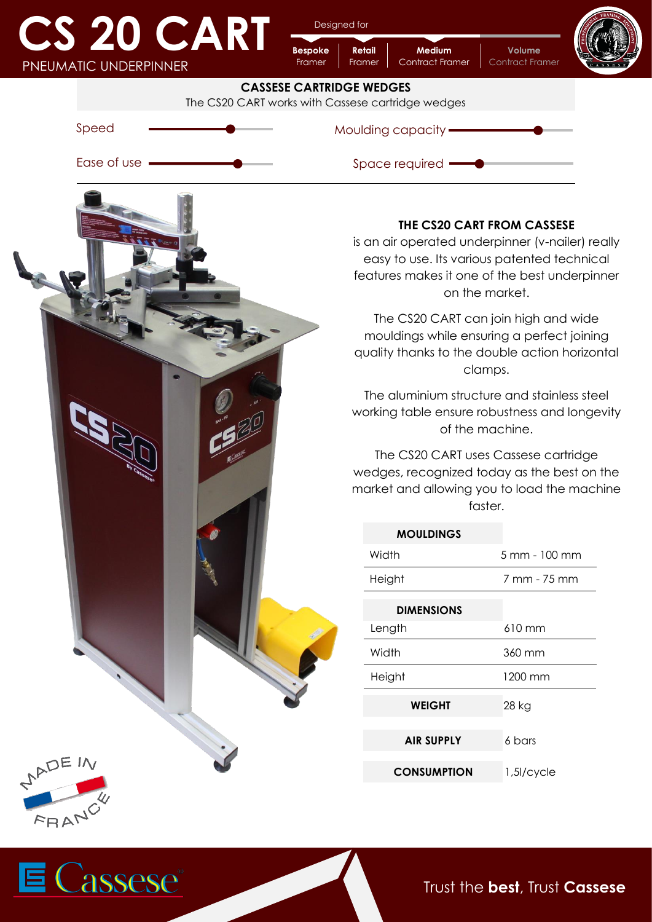# CS 20 CART

PNEUMATIC UNDERPINNER

Designed for

**Bespoke** Framer | **Retail** Framer | **Medium** Contract Framer | **Volume** Contract Framer

**CASSESE CARTRIDGE WEDGES**

The CS20 CART works with Cassese cartridge wedges

Speed

Moulding capacity

Ease of use

Space required

**THE CS20 CART FROM CASSESE**

is an air operated underpinner (v-nailer) really easy to use. Its various patented technical features makes it one of the best underpinner on the market.

The CS20 CART can join high and wide mouldings while ensuring a perfect joining quality thanks to the double action horizontal clamps.

The aluminium structure and stainless steel working table ensure robustness and longevity of the machine.

The CS20 CART uses Cassese cartridge wedges, recognized today as the best on the market and allowing you to load the machine faster.

| **MOULDINGS** | |
|---|---|
| Width | 5 mm - 100 mm |
| Height | 7 mm - 75 mm |
| **DIMENSIONS** | |
| Length | 610 mm |
| Width | 360 mm |
| Height | 1200 mm |
| **WEIGHT** | 28 kg |
| **AIR SUPPLY** | 6 bars |
| **CONSUMPTION** | 1,5l/cycle |

MADE IN FRANCE

Cassese

Trust the **best**, Trust **Cassese**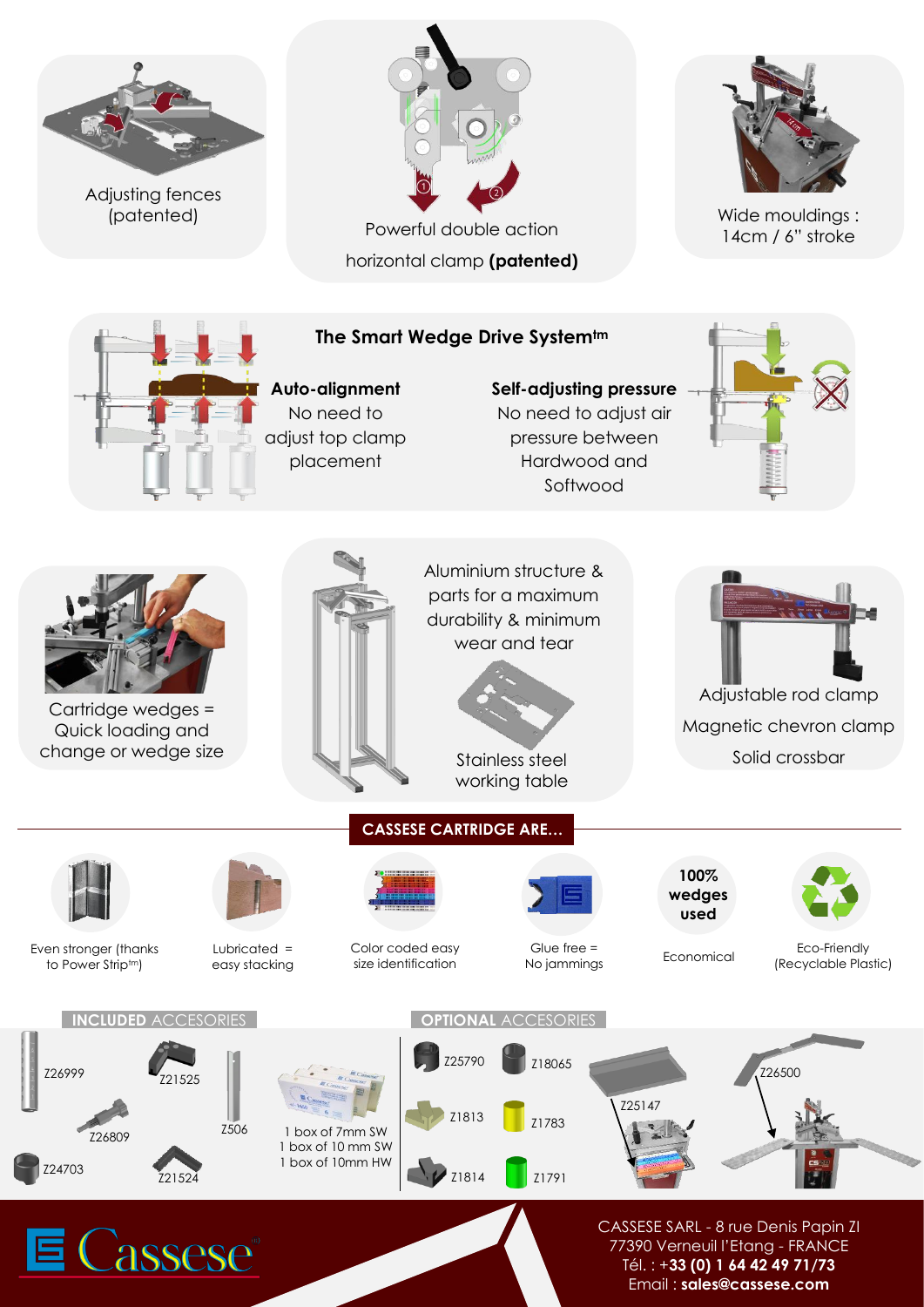Adjusting fences (patented)

Powerful double action horizontal clamp **(patented)**

Wide mouldings : 14cm / 6" stroke

## The Smart Wedge Drive System[tm]

**Auto-alignment**
No need to adjust top clamp placement

**Self-adjusting pressure**
No need to adjust air pressure between Hardwood and Softwood

Cartridge wedges = Quick loading and change or wedge size

Aluminium structure & parts for a maximum durability & minimum wear and tear

Stainless steel working table

Adjustable rod clamp

Magnetic chevron clamp

Solid crossbar

## CASSESE CARTRIDGE ARE...

Even stronger (thanks to Power Strip[tm])

Lubricated = easy stacking

Color coded easy size identification

Glue free = No jammings

**100% wedges used**

Economical

Eco-Friendly (Recyclable Plastic)

### INCLUDED ACCESSORIES

Z26999

Z21525

Z506

Z26809

Z24703

Z21524

1 box of 7mm SW
1 box of 10 mm SW
1 box of 10mm HW

### OPTIONAL ACCESSORIES

Z25790

Z18065

Z1813

Z1783

Z1814

Z1791

Z25147

Z26500

Cassese®

CASSESE SARL - 8 rue Denis Papin ZI
77390 Verneuil l'Etang - FRANCE
Tél. : +**33 (0) 1 64 42 49 71/73**
Email : **sales@cassese.com**